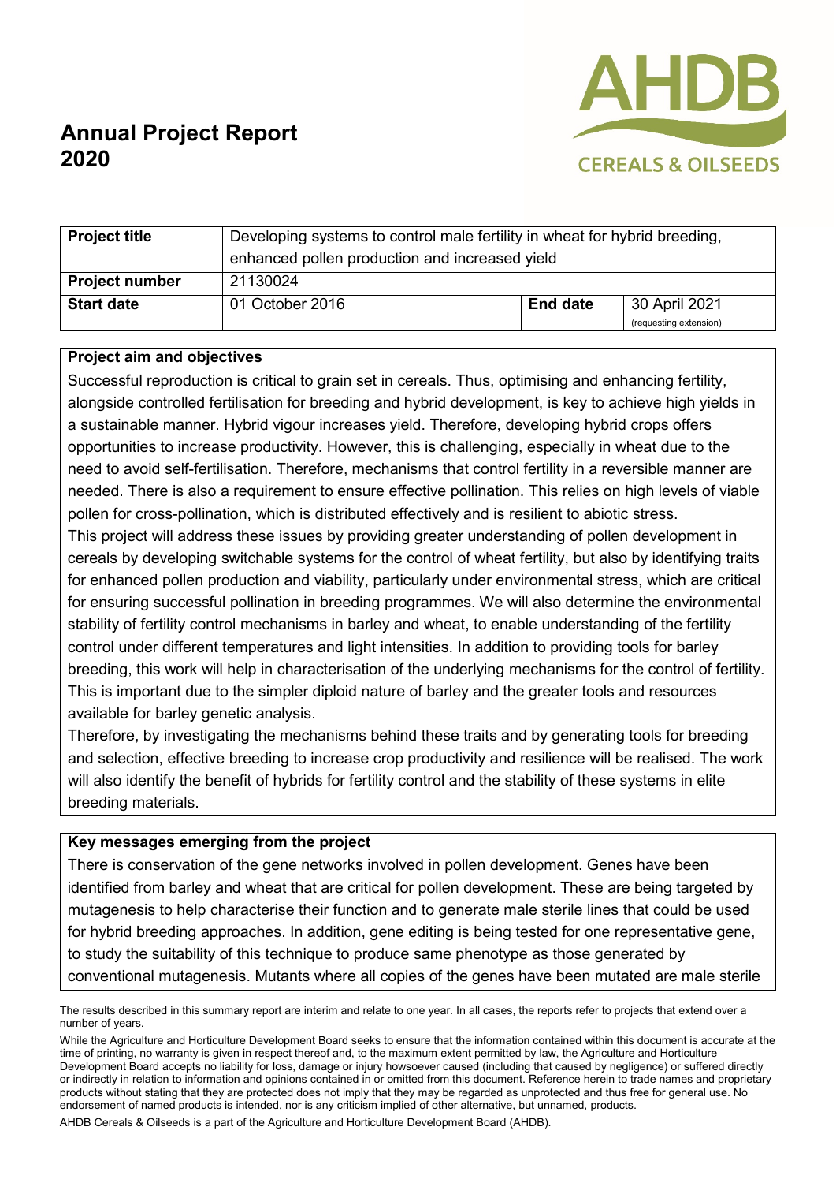# Annual Project Report 2020

| Project title | Developing systems to control male fertility in wheat for hybrid breeding, enhanced pollen production and increased yield | | |
|---|---|---|---|
| **Project number** | 21130024 | | |
| **Start date** | 01 October 2016 | **End date** | 30 April 2021 (requesting extension) |

## Project aim and objectives

Successful reproduction is critical to grain set in cereals. Thus, optimising and enhancing fertility, alongside controlled fertilisation for breeding and hybrid development, is key to achieve high yields in a sustainable manner. Hybrid vigour increases yield. Therefore, developing hybrid crops offers opportunities to increase productivity. However, this is challenging, especially in wheat due to the need to avoid self-fertilisation. Therefore, mechanisms that control fertility in a reversible manner are needed. There is also a requirement to ensure effective pollination. This relies on high levels of viable pollen for cross-pollination, which is distributed effectively and is resilient to abiotic stress.

This project will address these issues by providing greater understanding of pollen development in cereals by developing switchable systems for the control of wheat fertility, but also by identifying traits for enhanced pollen production and viability, particularly under environmental stress, which are critical for ensuring successful pollination in breeding programmes. We will also determine the environmental stability of fertility control mechanisms in barley and wheat, to enable understanding of the fertility control under different temperatures and light intensities. In addition to providing tools for barley breeding, this work will help in characterisation of the underlying mechanisms for the control of fertility. This is important due to the simpler diploid nature of barley and the greater tools and resources available for barley genetic analysis.

Therefore, by investigating the mechanisms behind these traits and by generating tools for breeding and selection, effective breeding to increase crop productivity and resilience will be realised. The work will also identify the benefit of hybrids for fertility control and the stability of these systems in elite breeding materials.

## Key messages emerging from the project

There is conservation of the gene networks involved in pollen development. Genes have been identified from barley and wheat that are critical for pollen development. These are being targeted by mutagenesis to help characterise their function and to generate male sterile lines that could be used for hybrid breeding approaches. In addition, gene editing is being tested for one representative gene, to study the suitability of this technique to produce same phenotype as those generated by conventional mutagenesis. Mutants where all copies of the genes have been mutated are male sterile

The results described in this summary report are interim and relate to one year. In all cases, the reports refer to projects that extend over a number of years.

While the Agriculture and Horticulture Development Board seeks to ensure that the information contained within this document is accurate at the time of printing, no warranty is given in respect thereof and, to the maximum extent permitted by law, the Agriculture and Horticulture Development Board accepts no liability for loss, damage or injury howsoever caused (including that caused by negligence) or suffered directly or indirectly in relation to information and opinions contained in or omitted from this document. Reference herein to trade names and proprietary products without stating that they are protected does not imply that they may be regarded as unprotected and thus free for general use. No endorsement of named products is intended, nor is any criticism implied of other alternative, but unnamed, products.

AHDB Cereals & Oilseeds is a part of the Agriculture and Horticulture Development Board (AHDB).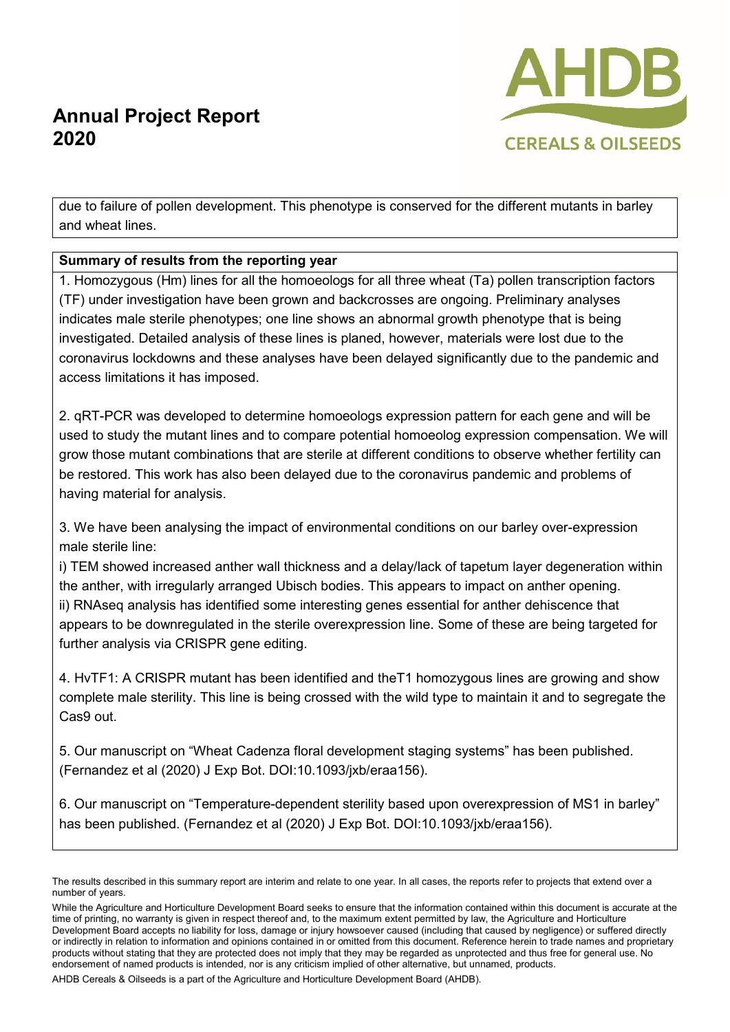due to failure of pollen development. This phenotype is conserved for the different mutants in barley and wheat lines.

**Summary of results from the reporting year**

1. Homozygous (Hm) lines for all the homoeologs for all three wheat (Ta) pollen transcription factors (TF) under investigation have been grown and backcrosses are ongoing. Preliminary analyses indicates male sterile phenotypes; one line shows an abnormal growth phenotype that is being investigated. Detailed analysis of these lines is planed, however, materials were lost due to the coronavirus lockdowns and these analyses have been delayed significantly due to the pandemic and access limitations it has imposed.

2. qRT-PCR was developed to determine homoeologs expression pattern for each gene and will be used to study the mutant lines and to compare potential homoeolog expression compensation. We will grow those mutant combinations that are sterile at different conditions to observe whether fertility can be restored. This work has also been delayed due to the coronavirus pandemic and problems of having material for analysis.

3. We have been analysing the impact of environmental conditions on our barley over-expression male sterile line:
i) TEM showed increased anther wall thickness and a delay/lack of tapetum layer degeneration within the anther, with irregularly arranged Ubisch bodies. This appears to impact on anther opening.
ii) RNAseq analysis has identified some interesting genes essential for anther dehiscence that appears to be downregulated in the sterile overexpression line. Some of these are being targeted for further analysis via CRISPR gene editing.

4. HvTF1: A CRISPR mutant has been identified and theT1 homozygous lines are growing and show complete male sterility. This line is being crossed with the wild type to maintain it and to segregate the Cas9 out.

5. Our manuscript on "Wheat Cadenza floral development staging systems" has been published. (Fernandez et al (2020) J Exp Bot. DOI:10.1093/jxb/eraa156).

6. Our manuscript on "Temperature-dependent sterility based upon overexpression of MS1 in barley" has been published. (Fernandez et al (2020) J Exp Bot. DOI:10.1093/jxb/eraa156).

The results described in this summary report are interim and relate to one year. In all cases, the reports refer to projects that extend over a number of years.

While the Agriculture and Horticulture Development Board seeks to ensure that the information contained within this document is accurate at the time of printing, no warranty is given in respect thereof and, to the maximum extent permitted by law, the Agriculture and Horticulture Development Board accepts no liability for loss, damage or injury howsoever caused (including that caused by negligence) or suffered directly or indirectly in relation to information and opinions contained in or omitted from this document. Reference herein to trade names and proprietary products without stating that they are protected does not imply that they may be regarded as unprotected and thus free for general use. No endorsement of named products is intended, nor is any criticism implied of other alternative, but unnamed, products.

AHDB Cereals & Oilseeds is a part of the Agriculture and Horticulture Development Board (AHDB).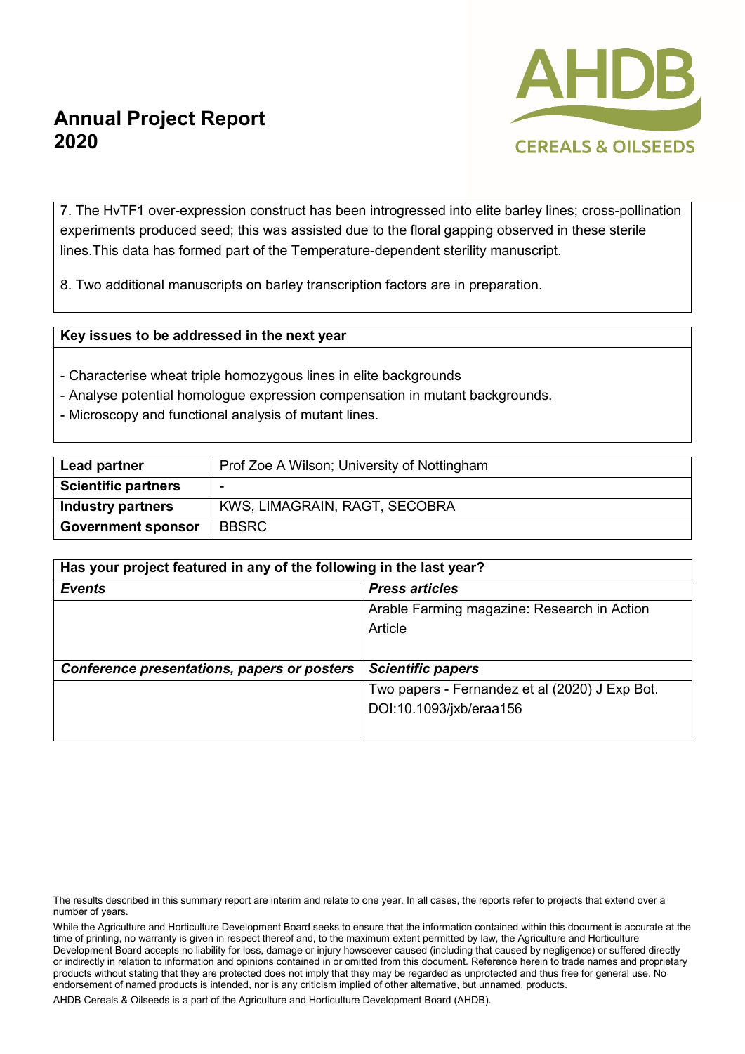# Annual Project Report 2020

7. The HvTF1 over-expression construct has been introgressed into elite barley lines; cross-pollination experiments produced seed; this was assisted due to the floral gapping observed in these sterile lines.This data has formed part of the Temperature-dependent sterility manuscript.

8. Two additional manuscripts on barley transcription factors are in preparation.

**Key issues to be addressed in the next year**

- Characterise wheat triple homozygous lines in elite backgrounds
- Analyse potential homologue expression compensation in mutant backgrounds.
- Microscopy and functional analysis of mutant lines.

| | |
|---|---|
| **Lead partner** | Prof Zoe A Wilson; University of Nottingham |
| **Scientific partners** | - |
| **Industry partners** | KWS, LIMAGRAIN, RAGT, SECOBRA |
| **Government sponsor** | BBSRC |

| **Has your project featured in any of the following in the last year?** | |
|---|---|
| ***Events*** | ***Press articles*** |
| | Arable Farming magazine: Research in Action Article |
| ***Conference presentations, papers or posters*** | ***Scientific papers*** |
| | Two papers - Fernandez et al (2020) J Exp Bot. DOI:10.1093/jxb/eraa156 |

The results described in this summary report are interim and relate to one year. In all cases, the reports refer to projects that extend over a number of years.

While the Agriculture and Horticulture Development Board seeks to ensure that the information contained within this document is accurate at the time of printing, no warranty is given in respect thereof and, to the maximum extent permitted by law, the Agriculture and Horticulture Development Board accepts no liability for loss, damage or injury howsoever caused (including that caused by negligence) or suffered directly or indirectly in relation to information and opinions contained in or omitted from this document. Reference herein to trade names and proprietary products without stating that they are protected does not imply that they may be regarded as unprotected and thus free for general use. No endorsement of named products is intended, nor is any criticism implied of other alternative, but unnamed, products.

AHDB Cereals & Oilseeds is a part of the Agriculture and Horticulture Development Board (AHDB).